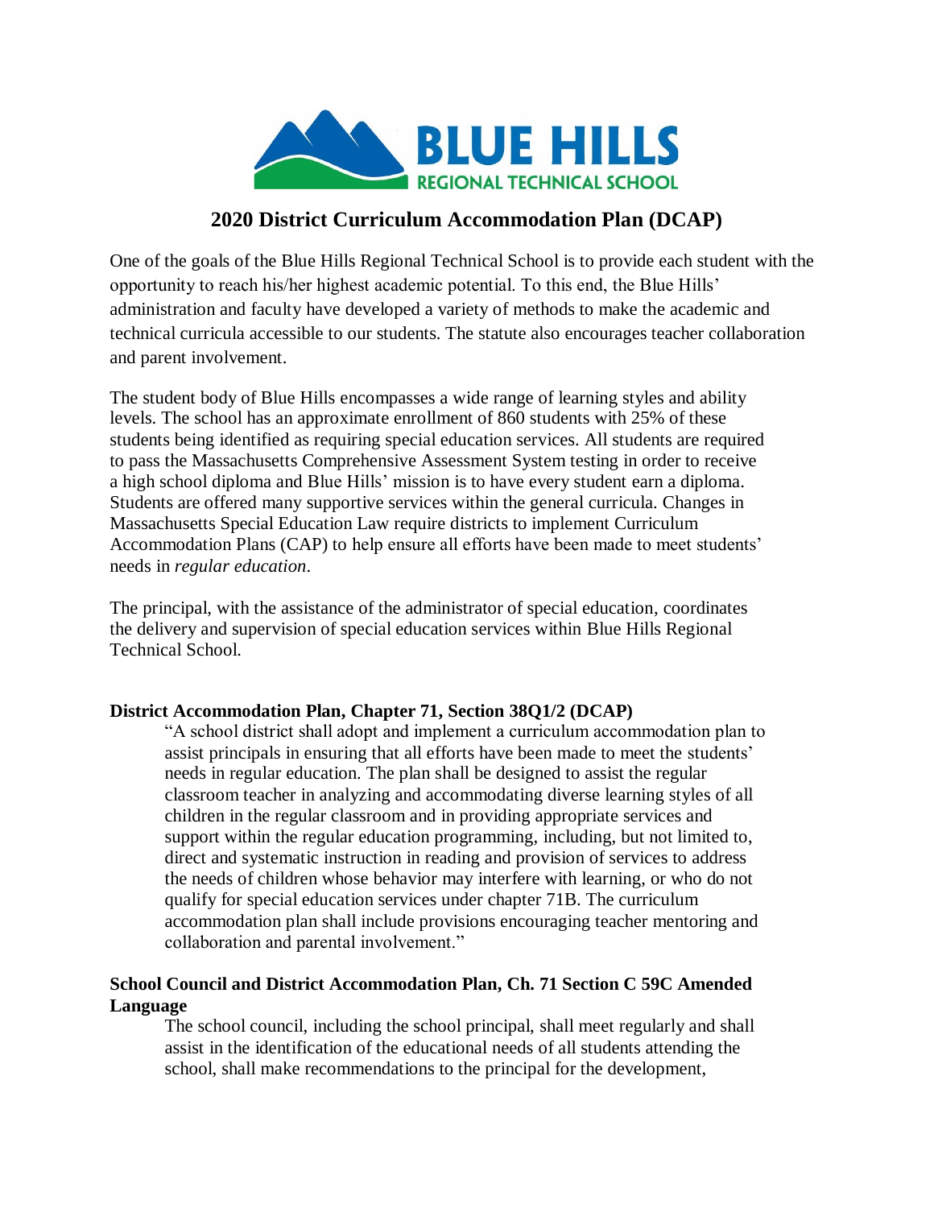BLUE HILLS
REGIONAL TECHNICAL SCHOOL

# 2020 District Curriculum Accommodation Plan (DCAP)

One of the goals of the Blue Hills Regional Technical School is to provide each student with the opportunity to reach his/her highest academic potential. To this end, the Blue Hills' administration and faculty have developed a variety of methods to make the academic and technical curricula accessible to our students. The statute also encourages teacher collaboration and parent involvement.

The student body of Blue Hills encompasses a wide range of learning styles and ability levels. The school has an approximate enrollment of 860 students with 25% of these students being identified as requiring special education services. All students are required to pass the Massachusetts Comprehensive Assessment System testing in order to receive a high school diploma and Blue Hills' mission is to have every student earn a diploma. Students are offered many supportive services within the general curricula. Changes in Massachusetts Special Education Law require districts to implement Curriculum Accommodation Plans (CAP) to help ensure all efforts have been made to meet students' needs in *regular education*.

The principal, with the assistance of the administrator of special education, coordinates the delivery and supervision of special education services within Blue Hills Regional Technical School.

### District Accommodation Plan, Chapter 71, Section 38Q1/2 (DCAP)

"A school district shall adopt and implement a curriculum accommodation plan to assist principals in ensuring that all efforts have been made to meet the students' needs in regular education. The plan shall be designed to assist the regular classroom teacher in analyzing and accommodating diverse learning styles of all children in the regular classroom and in providing appropriate services and support within the regular education programming, including, but not limited to, direct and systematic instruction in reading and provision of services to address the needs of children whose behavior may interfere with learning, or who do not qualify for special education services under chapter 71B. The curriculum accommodation plan shall include provisions encouraging teacher mentoring and collaboration and parental involvement."

### School Council and District Accommodation Plan, Ch. 71 Section C 59C Amended Language

The school council, including the school principal, shall meet regularly and shall assist in the identification of the educational needs of all students attending the school, shall make recommendations to the principal for the development,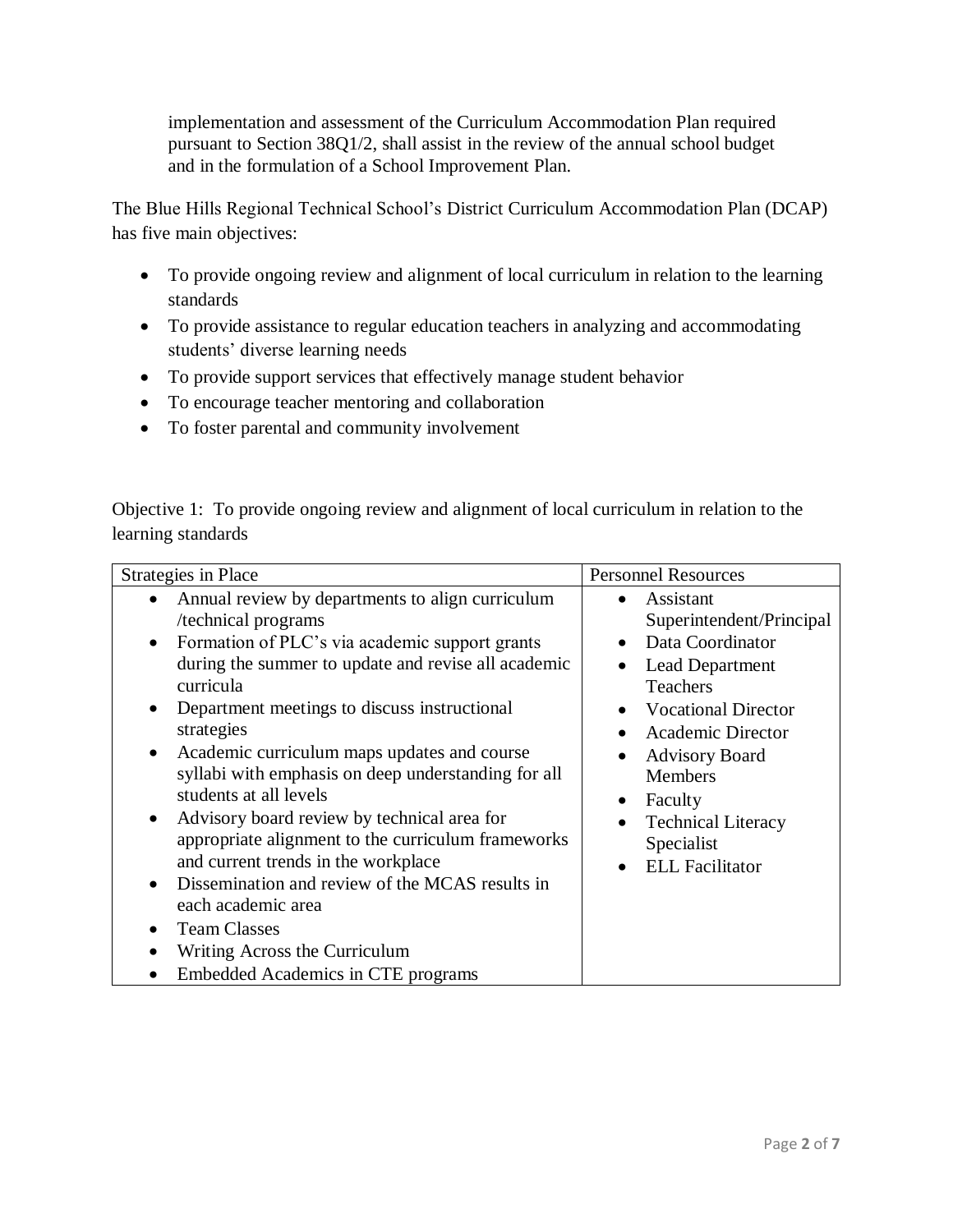implementation and assessment of the Curriculum Accommodation Plan required pursuant to Section 38Q1/2, shall assist in the review of the annual school budget and in the formulation of a School Improvement Plan.

The Blue Hills Regional Technical School's District Curriculum Accommodation Plan (DCAP) has five main objectives:

- To provide ongoing review and alignment of local curriculum in relation to the learning standards
- To provide assistance to regular education teachers in analyzing and accommodating students' diverse learning needs
- To provide support services that effectively manage student behavior
- To encourage teacher mentoring and collaboration
- To foster parental and community involvement

Objective 1: To provide ongoing review and alignment of local curriculum in relation to the learning standards

| Strategies in Place | Personnel Resources |
| --- | --- |
| • Annual review by departments to align curriculum /technical programs<br>• Formation of PLC's via academic support grants during the summer to update and revise all academic curricula<br>• Department meetings to discuss instructional strategies<br>• Academic curriculum maps updates and course syllabi with emphasis on deep understanding for all students at all levels<br>• Advisory board review by technical area for appropriate alignment to the curriculum frameworks and current trends in the workplace<br>• Dissemination and review of the MCAS results in each academic area<br>• Team Classes<br>• Writing Across the Curriculum<br>• Embedded Academics in CTE programs | • Assistant Superintendent/Principal<br>• Data Coordinator<br>• Lead Department Teachers<br>• Vocational Director<br>• Academic Director<br>• Advisory Board Members<br>• Faculty<br>• Technical Literacy Specialist<br>• ELL Facilitator |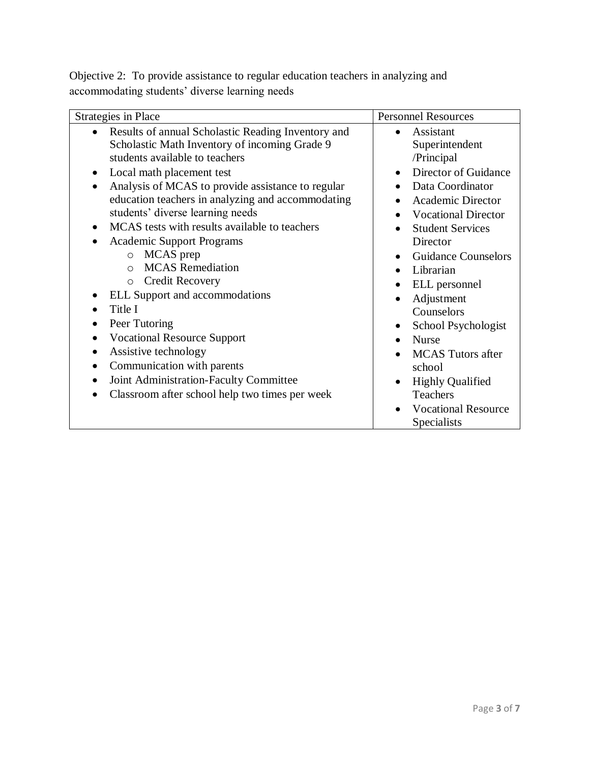Objective 2: To provide assistance to regular education teachers in analyzing and accommodating students' diverse learning needs

| Strategies in Place | Personnel Resources |
|---|---|
| • Results of annual Scholastic Reading Inventory and Scholastic Math Inventory of incoming Grade 9 students available to teachers<br>• Local math placement test<br>• Analysis of MCAS to provide assistance to regular education teachers in analyzing and accommodating students' diverse learning needs<br>• MCAS tests with results available to teachers<br>• Academic Support Programs<br>&nbsp;&nbsp;&nbsp;&nbsp;○ MCAS prep<br>&nbsp;&nbsp;&nbsp;&nbsp;○ MCAS Remediation<br>&nbsp;&nbsp;&nbsp;&nbsp;○ Credit Recovery<br>• ELL Support and accommodations<br>• Title I<br>• Peer Tutoring<br>• Vocational Resource Support<br>• Assistive technology<br>• Communication with parents<br>• Joint Administration-Faculty Committee<br>• Classroom after school help two times per week | • Assistant Superintendent /Principal<br>• Director of Guidance<br>• Data Coordinator<br>• Academic Director<br>• Vocational Director<br>• Student Services Director<br>• Guidance Counselors<br>• Librarian<br>• ELL personnel<br>• Adjustment Counselors<br>• School Psychologist<br>• Nurse<br>• MCAS Tutors after school<br>• Highly Qualified Teachers<br>• Vocational Resource Specialists |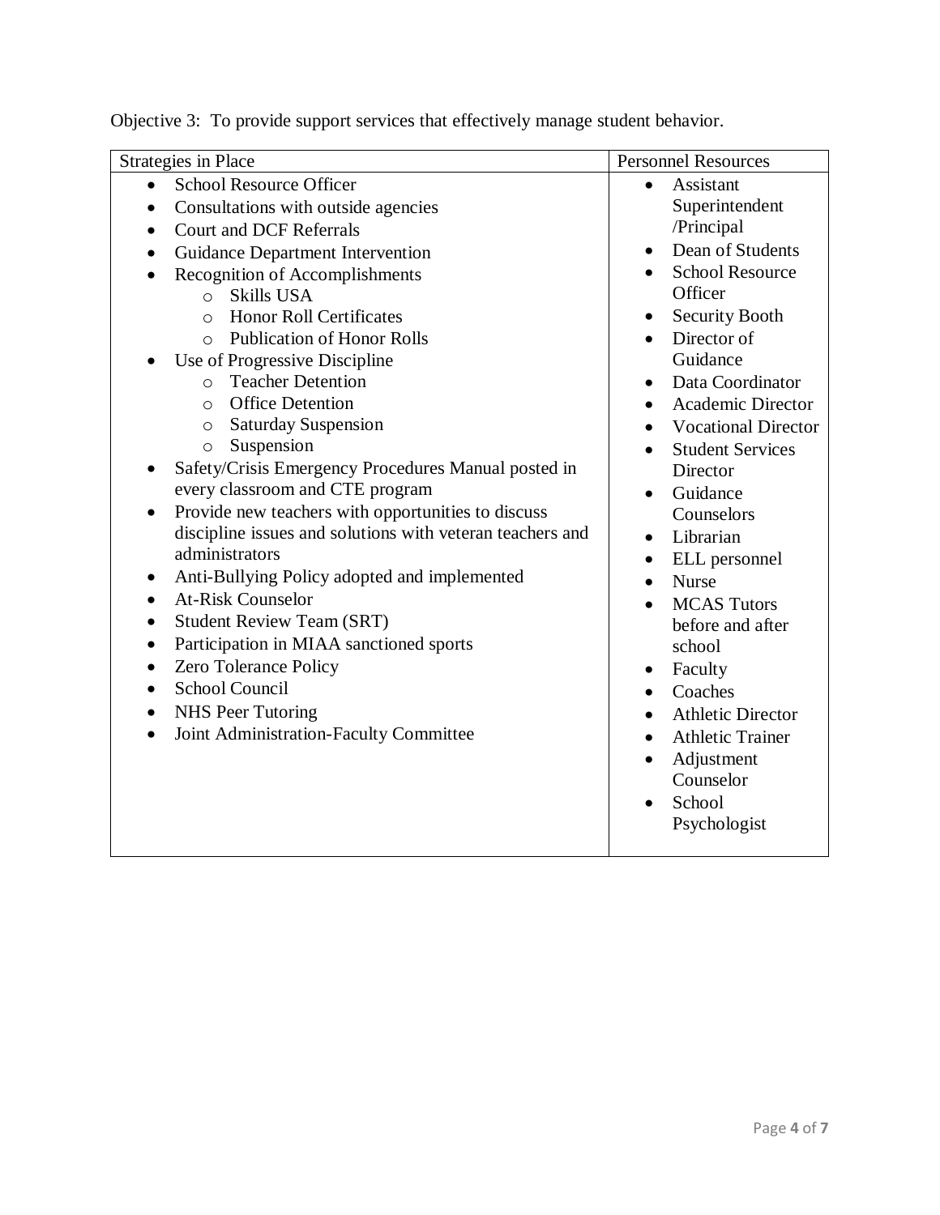Objective 3: To provide support services that effectively manage student behavior.

| Strategies in Place | Personnel Resources |
| --- | --- |
| • School Resource Officer<br>• Consultations with outside agencies<br>• Court and DCF Referrals<br>• Guidance Department Intervention<br>• Recognition of Accomplishments<br>&nbsp;&nbsp;&nbsp;&nbsp;○ Skills USA<br>&nbsp;&nbsp;&nbsp;&nbsp;○ Honor Roll Certificates<br>&nbsp;&nbsp;&nbsp;&nbsp;○ Publication of Honor Rolls<br>• Use of Progressive Discipline<br>&nbsp;&nbsp;&nbsp;&nbsp;○ Teacher Detention<br>&nbsp;&nbsp;&nbsp;&nbsp;○ Office Detention<br>&nbsp;&nbsp;&nbsp;&nbsp;○ Saturday Suspension<br>&nbsp;&nbsp;&nbsp;&nbsp;○ Suspension<br>• Safety/Crisis Emergency Procedures Manual posted in every classroom and CTE program<br>• Provide new teachers with opportunities to discuss discipline issues and solutions with veteran teachers and administrators<br>• Anti-Bullying Policy adopted and implemented<br>• At-Risk Counselor<br>• Student Review Team (SRT)<br>• Participation in MIAA sanctioned sports<br>• Zero Tolerance Policy<br>• School Council<br>• NHS Peer Tutoring<br>• Joint Administration-Faculty Committee | • Assistant Superintendent /Principal<br>• Dean of Students<br>• School Resource Officer<br>• Security Booth<br>• Director of Guidance<br>• Data Coordinator<br>• Academic Director<br>• Vocational Director<br>• Student Services Director<br>• Guidance Counselors<br>• Librarian<br>• ELL personnel<br>• Nurse<br>• MCAS Tutors before and after school<br>• Faculty<br>• Coaches<br>• Athletic Director<br>• Athletic Trainer<br>• Adjustment Counselor<br>• School Psychologist |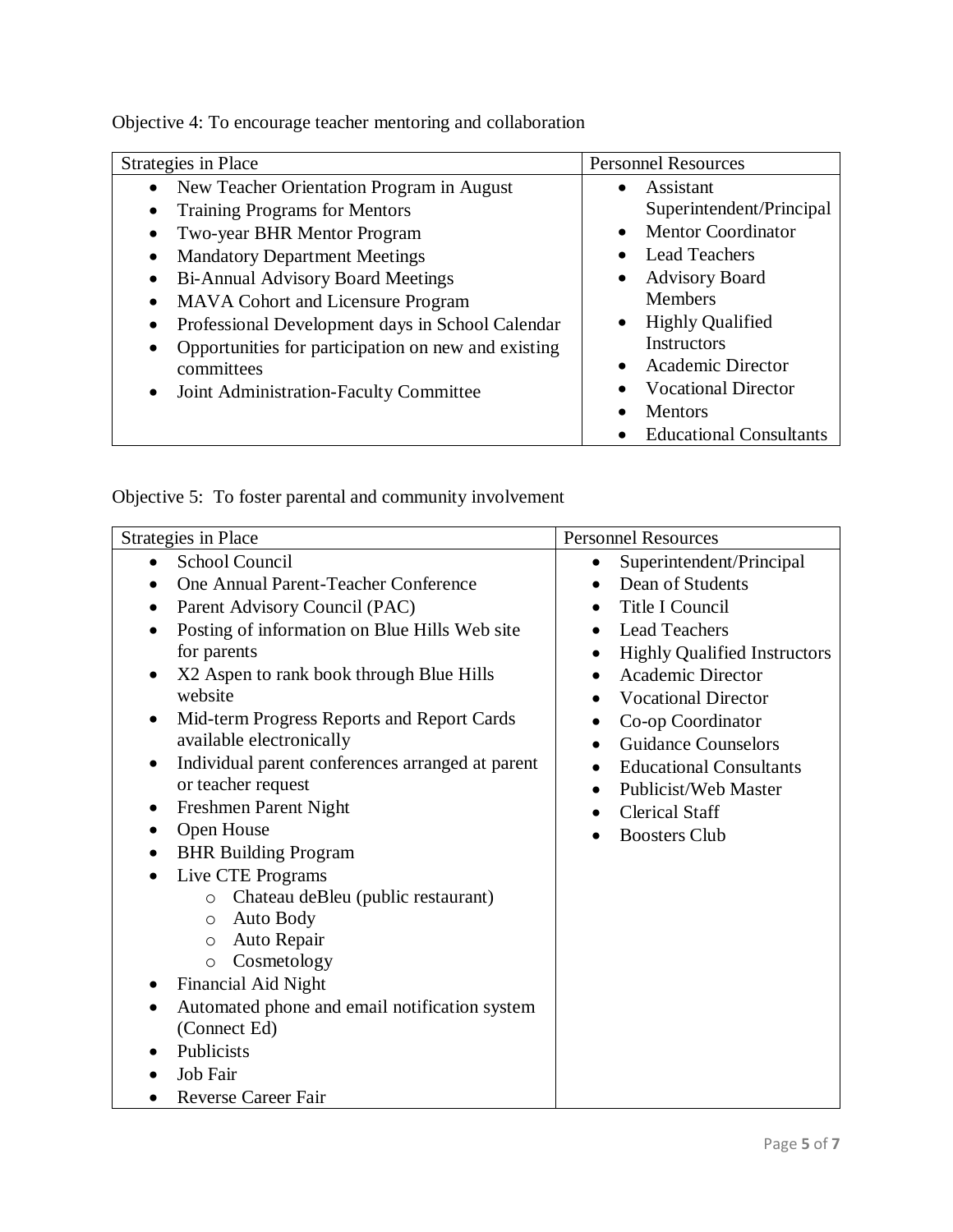Objective 4: To encourage teacher mentoring and collaboration

| Strategies in Place | Personnel Resources |
|---|---|
| • New Teacher Orientation Program in August<br>• Training Programs for Mentors<br>• Two-year BHR Mentor Program<br>• Mandatory Department Meetings<br>• Bi-Annual Advisory Board Meetings<br>• MAVA Cohort and Licensure Program<br>• Professional Development days in School Calendar<br>• Opportunities for participation on new and existing committees<br>• Joint Administration-Faculty Committee | • Assistant Superintendent/Principal<br>• Mentor Coordinator<br>• Lead Teachers<br>• Advisory Board Members<br>• Highly Qualified Instructors<br>• Academic Director<br>• Vocational Director<br>• Mentors<br>• Educational Consultants |

Objective 5: To foster parental and community involvement

| Strategies in Place | Personnel Resources |
|---|---|
| • School Council<br>• One Annual Parent-Teacher Conference<br>• Parent Advisory Council (PAC)<br>• Posting of information on Blue Hills Web site for parents<br>• X2 Aspen to rank book through Blue Hills website<br>• Mid-term Progress Reports and Report Cards available electronically<br>• Individual parent conferences arranged at parent or teacher request<br>• Freshmen Parent Night<br>• Open House<br>• BHR Building Program<br>• Live CTE Programs<br>&nbsp;&nbsp;&nbsp;&nbsp;o Chateau deBleu (public restaurant)<br>&nbsp;&nbsp;&nbsp;&nbsp;o Auto Body<br>&nbsp;&nbsp;&nbsp;&nbsp;o Auto Repair<br>&nbsp;&nbsp;&nbsp;&nbsp;o Cosmetology<br>• Financial Aid Night<br>• Automated phone and email notification system (Connect Ed)<br>• Publicists<br>• Job Fair<br>• Reverse Career Fair | • Superintendent/Principal<br>• Dean of Students<br>• Title I Council<br>• Lead Teachers<br>• Highly Qualified Instructors<br>• Academic Director<br>• Vocational Director<br>• Co-op Coordinator<br>• Guidance Counselors<br>• Educational Consultants<br>• Publicist/Web Master<br>• Clerical Staff<br>• Boosters Club |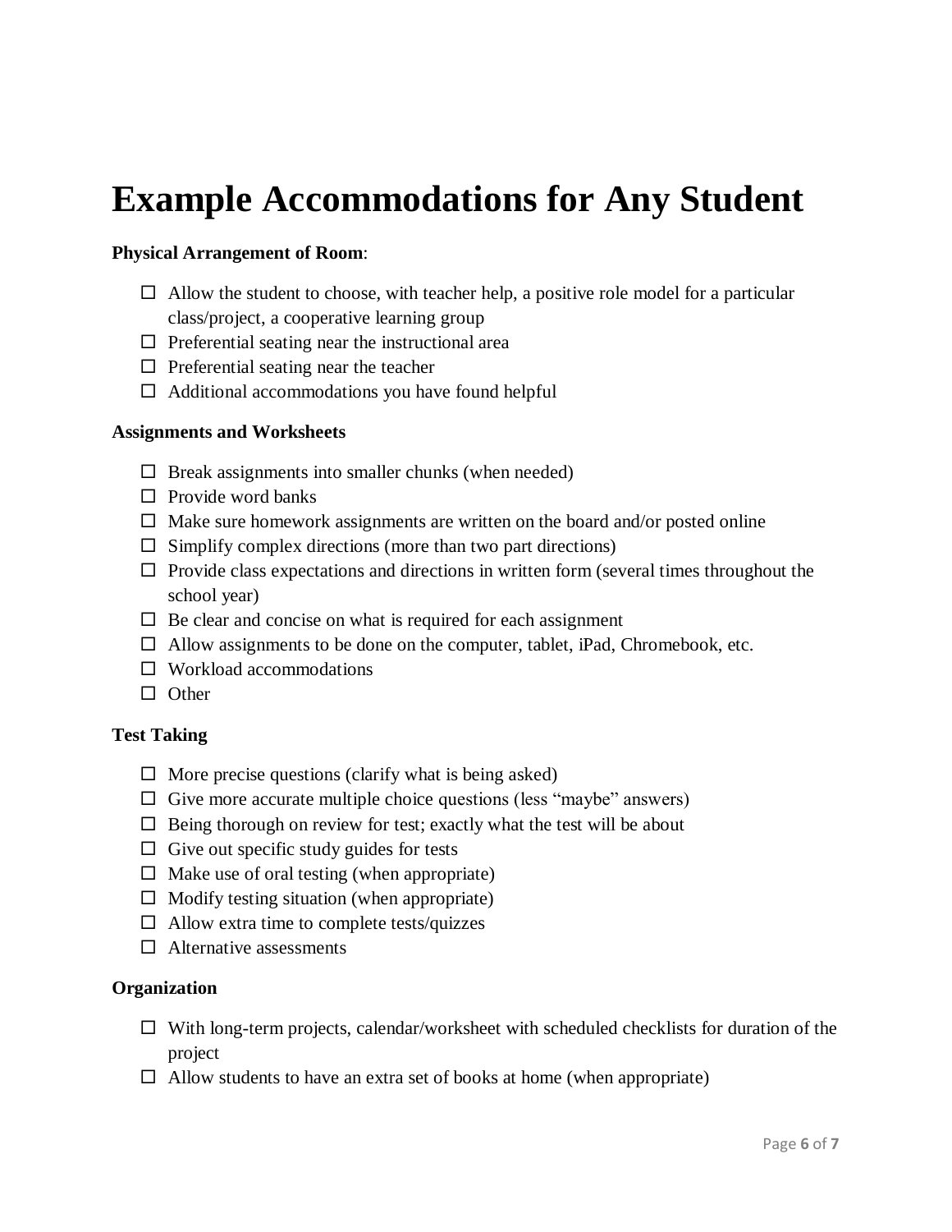# Example Accommodations for Any Student

**Physical Arrangement of Room**:

- ☐ Allow the student to choose, with teacher help, a positive role model for a particular class/project, a cooperative learning group
- ☐ Preferential seating near the instructional area
- ☐ Preferential seating near the teacher
- ☐ Additional accommodations you have found helpful

**Assignments and Worksheets**

- ☐ Break assignments into smaller chunks (when needed)
- ☐ Provide word banks
- ☐ Make sure homework assignments are written on the board and/or posted online
- ☐ Simplify complex directions (more than two part directions)
- ☐ Provide class expectations and directions in written form (several times throughout the school year)
- ☐ Be clear and concise on what is required for each assignment
- ☐ Allow assignments to be done on the computer, tablet, iPad, Chromebook, etc.
- ☐ Workload accommodations
- ☐ Other

**Test Taking**

- ☐ More precise questions (clarify what is being asked)
- ☐ Give more accurate multiple choice questions (less "maybe" answers)
- ☐ Being thorough on review for test; exactly what the test will be about
- ☐ Give out specific study guides for tests
- ☐ Make use of oral testing (when appropriate)
- ☐ Modify testing situation (when appropriate)
- ☐ Allow extra time to complete tests/quizzes
- ☐ Alternative assessments

**Organization**

- ☐ With long-term projects, calendar/worksheet with scheduled checklists for duration of the project
- ☐ Allow students to have an extra set of books at home (when appropriate)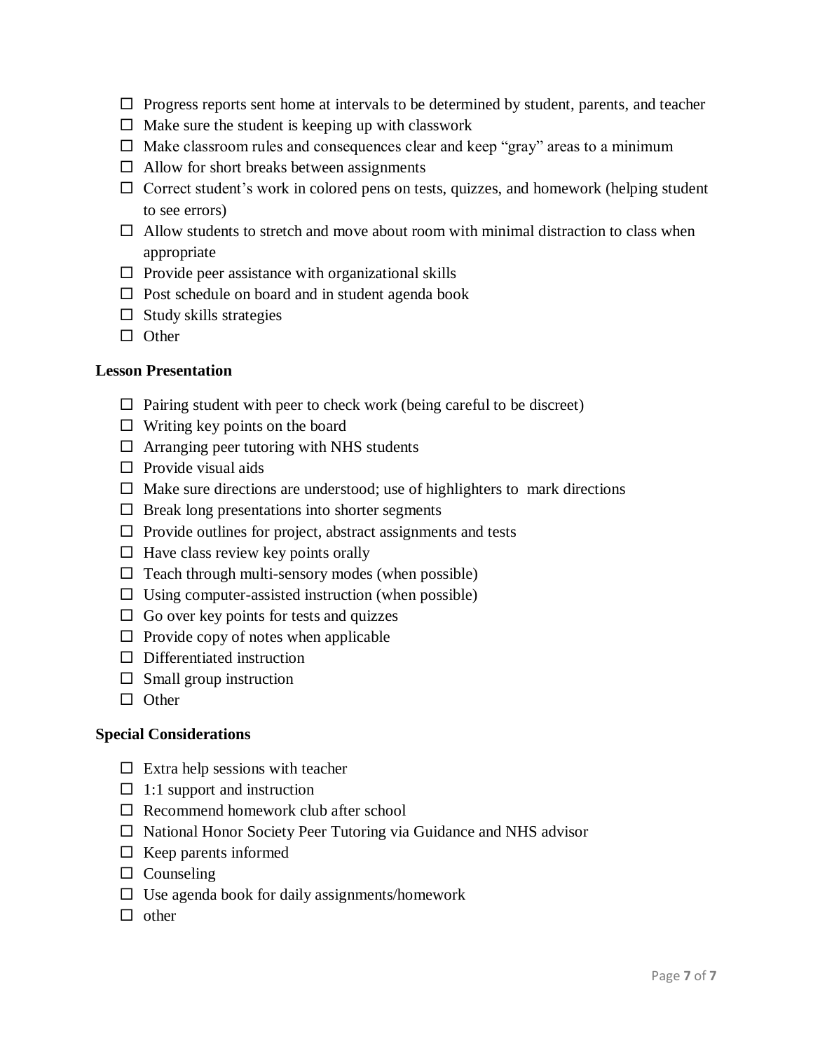- ☐ Progress reports sent home at intervals to be determined by student, parents, and teacher
- ☐ Make sure the student is keeping up with classwork
- ☐ Make classroom rules and consequences clear and keep "gray" areas to a minimum
- ☐ Allow for short breaks between assignments
- ☐ Correct student's work in colored pens on tests, quizzes, and homework (helping student to see errors)
- ☐ Allow students to stretch and move about room with minimal distraction to class when appropriate
- ☐ Provide peer assistance with organizational skills
- ☐ Post schedule on board and in student agenda book
- ☐ Study skills strategies
- ☐ Other

**Lesson Presentation**

- ☐ Pairing student with peer to check work (being careful to be discreet)
- ☐ Writing key points on the board
- ☐ Arranging peer tutoring with NHS students
- ☐ Provide visual aids
- ☐ Make sure directions are understood; use of highlighters to mark directions
- ☐ Break long presentations into shorter segments
- ☐ Provide outlines for project, abstract assignments and tests
- ☐ Have class review key points orally
- ☐ Teach through multi-sensory modes (when possible)
- ☐ Using computer-assisted instruction (when possible)
- ☐ Go over key points for tests and quizzes
- ☐ Provide copy of notes when applicable
- ☐ Differentiated instruction
- ☐ Small group instruction
- ☐ Other

**Special Considerations**

- ☐ Extra help sessions with teacher
- ☐ 1:1 support and instruction
- ☐ Recommend homework club after school
- ☐ National Honor Society Peer Tutoring via Guidance and NHS advisor
- ☐ Keep parents informed
- ☐ Counseling
- ☐ Use agenda book for daily assignments/homework
- ☐ other